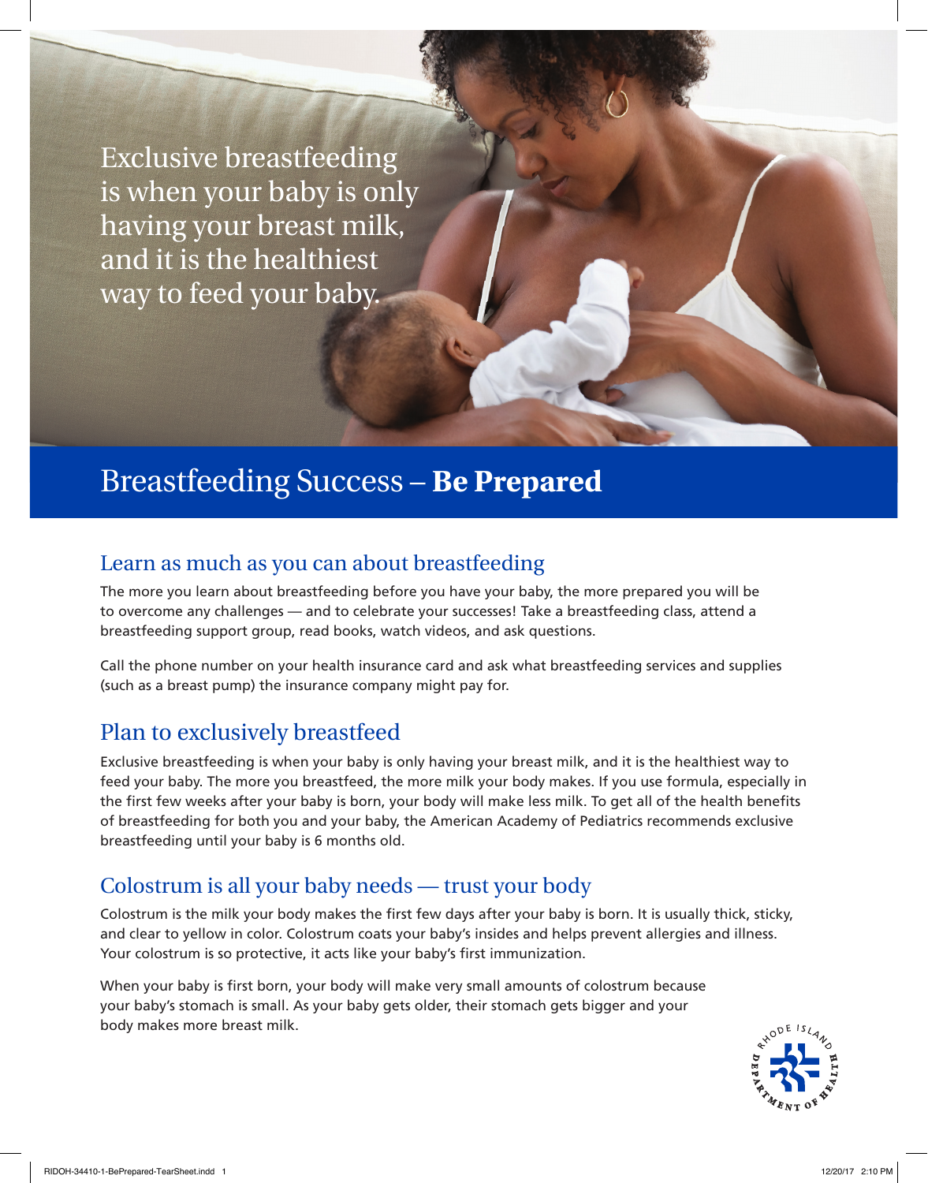Exclusive breastfeeding is when your baby is only having your breast milk, and it is the healthiest way to feed your baby.

# Breastfeeding Success – **Be Prepared**

## Learn as much as you can about breastfeeding

The more you learn about breastfeeding before you have your baby, the more prepared you will be to overcome any challenges — and to celebrate your successes! Take a breastfeeding class, attend a breastfeeding support group, read books, watch videos, and ask questions.

Call the phone number on your health insurance card and ask what breastfeeding services and supplies (such as a breast pump) the insurance company might pay for.

## Plan to exclusively breastfeed

Exclusive breastfeeding is when your baby is only having your breast milk, and it is the healthiest way to feed your baby. The more you breastfeed, the more milk your body makes. If you use formula, especially in the first few weeks after your baby is born, your body will make less milk. To get all of the health benefits of breastfeeding for both you and your baby, the American Academy of Pediatrics recommends exclusive breastfeeding until your baby is 6 months old.

## Colostrum is all your baby needs — trust your body

Colostrum is the milk your body makes the first few days after your baby is born. It is usually thick, sticky, and clear to yellow in color. Colostrum coats your baby's insides and helps prevent allergies and illness. Your colostrum is so protective, it acts like your baby's first immunization.

When your baby is first born, your body will make very small amounts of colostrum because your baby's stomach is small. As your baby gets older, their stomach gets bigger and your body makes more breast milk.

Rhode Island Department of Health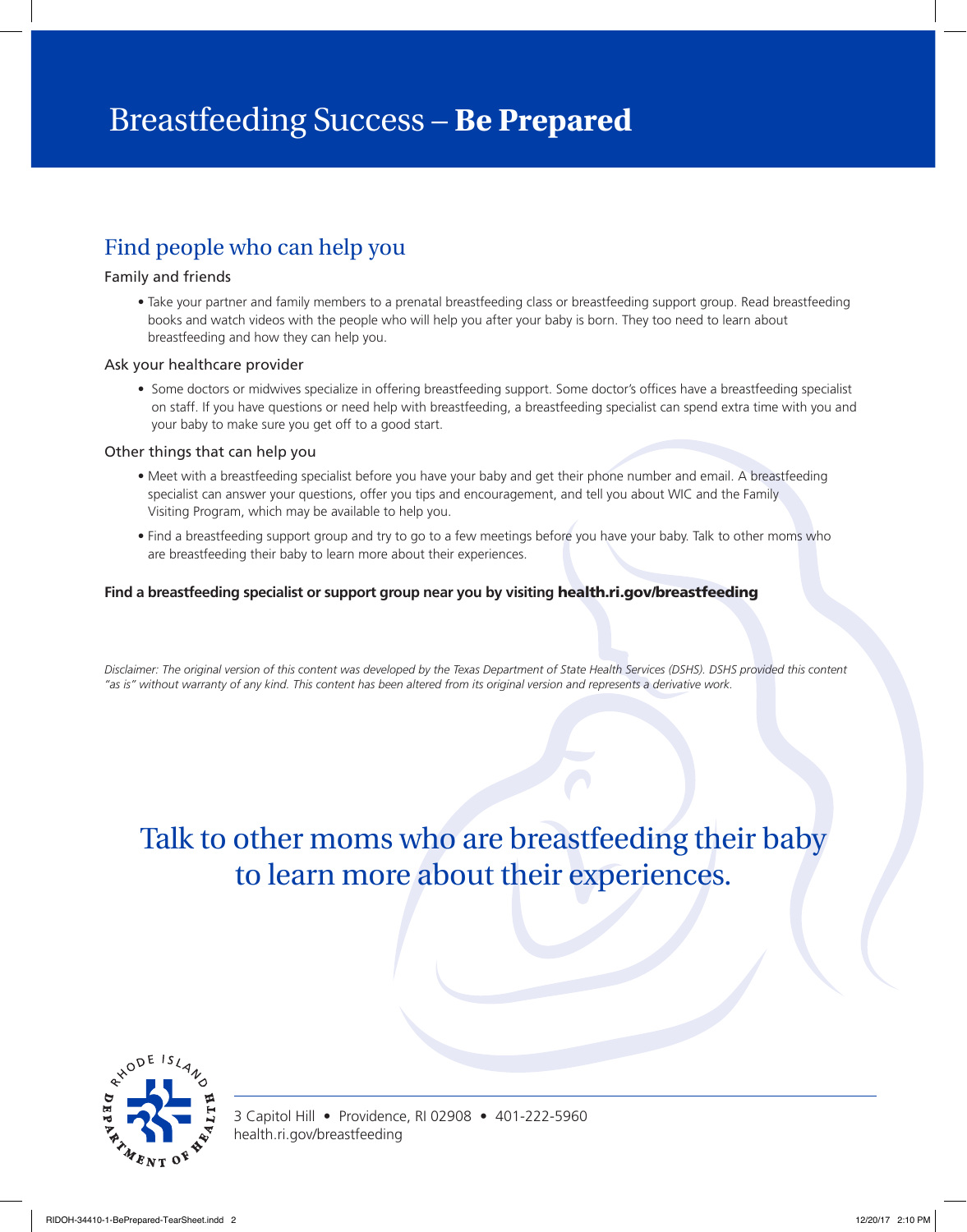# Breastfeeding Success – **Be Prepared**

## Find people who can help you

### Family and friends

- Take your partner and family members to a prenatal breastfeeding class or breastfeeding support group. Read breastfeeding books and watch videos with the people who will help you after your baby is born. They too need to learn about breastfeeding and how they can help you.

### Ask your healthcare provider

- Some doctors or midwives specialize in offering breastfeeding support. Some doctor's offices have a breastfeeding specialist on staff. If you have questions or need help with breastfeeding, a breastfeeding specialist can spend extra time with you and your baby to make sure you get off to a good start.

### Other things that can help you

- Meet with a breastfeeding specialist before you have your baby and get their phone number and email. A breastfeeding specialist can answer your questions, offer you tips and encouragement, and tell you about WIC and the Family Visiting Program, which may be available to help you.
- Find a breastfeeding support group and try to go to a few meetings before you have your baby. Talk to other moms who are breastfeeding their baby to learn more about their experiences.

**Find a breastfeeding specialist or support group near you by visiting health.ri.gov/breastfeeding**

*Disclaimer: The original version of this content was developed by the Texas Department of State Health Services (DSHS). DSHS provided this content "as is" without warranty of any kind. This content has been altered from its original version and represents a derivative work.*

## Talk to other moms who are breastfeeding their baby to learn more about their experiences.

RHODE ISLAND DEPARTMENT OF HEALTH

3 Capitol Hill • Providence, RI 02908 • 401-222-5960
health.ri.gov/breastfeeding